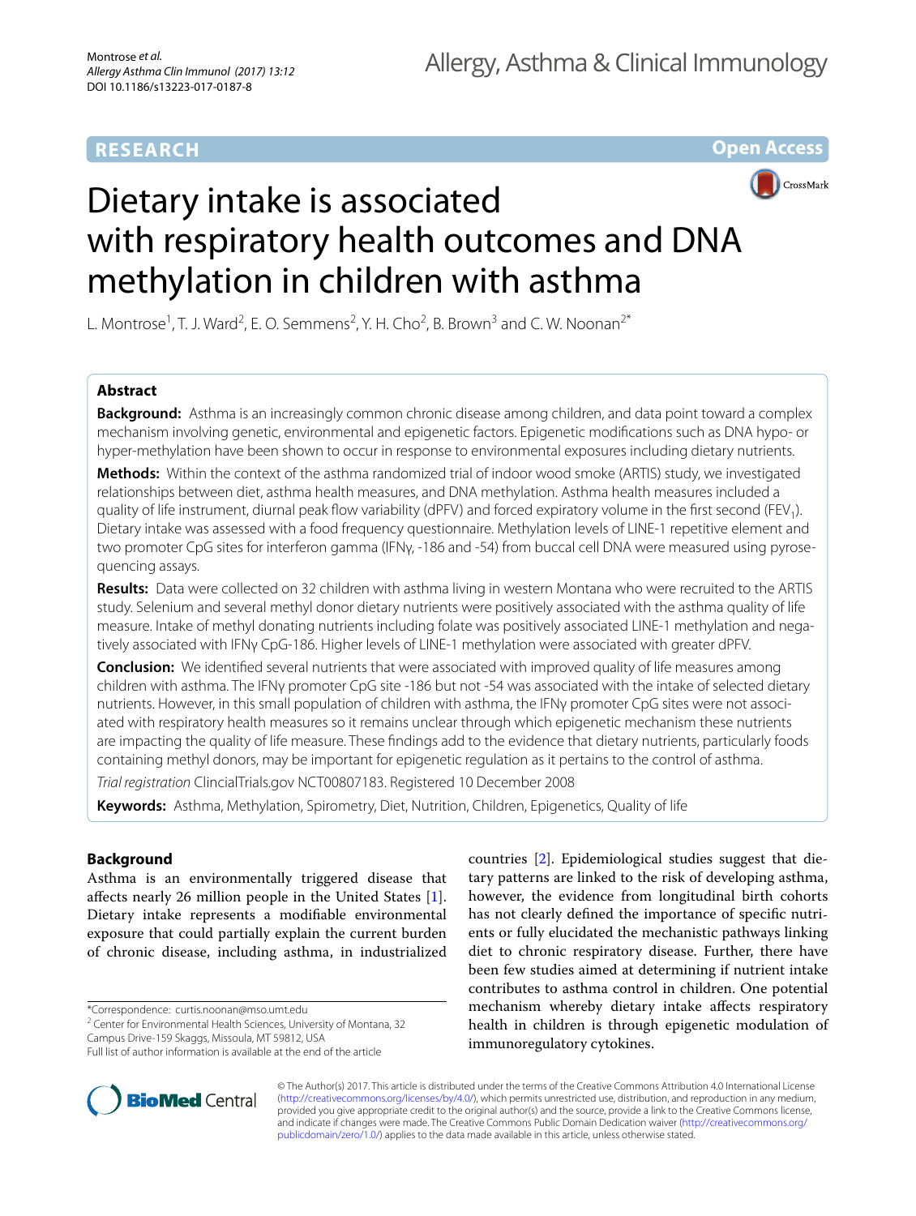RESEARCH

Open Access

# Dietary intake is associated with respiratory health outcomes and DNA methylation in children with asthma

L. Montrose[1], T. J. Ward[2], E. O. Semmens[2], Y. H. Cho[2], B. Brown[3] and C. W. Noonan[2*]

## Abstract

**Background:** Asthma is an increasingly common chronic disease among children, and data point toward a complex mechanism involving genetic, environmental and epigenetic factors. Epigenetic modifications such as DNA hypo- or hyper-methylation have been shown to occur in response to environmental exposures including dietary nutrients.

**Methods:** Within the context of the asthma randomized trial of indoor wood smoke (ARTIS) study, we investigated relationships between diet, asthma health measures, and DNA methylation. Asthma health measures included a quality of life instrument, diurnal peak flow variability (dPFV) and forced expiratory volume in the first second ($FEV_1$). Dietary intake was assessed with a food frequency questionnaire. Methylation levels of LINE-1 repetitive element and two promoter CpG sites for interferon gamma (IFNγ, -186 and -54) from buccal cell DNA were measured using pyrosequencing assays.

**Results:** Data were collected on 32 children with asthma living in western Montana who were recruited to the ARTIS study. Selenium and several methyl donor dietary nutrients were positively associated with the asthma quality of life measure. Intake of methyl donating nutrients including folate was positively associated LINE-1 methylation and negatively associated with IFNγ CpG-186. Higher levels of LINE-1 methylation were associated with greater dPFV.

**Conclusion:** We identified several nutrients that were associated with improved quality of life measures among children with asthma. The IFNγ promoter CpG site -186 but not -54 was associated with the intake of selected dietary nutrients. However, in this small population of children with asthma, the IFNγ promoter CpG sites were not associated with respiratory health measures so it remains unclear through which epigenetic mechanism these nutrients are impacting the quality of life measure. These findings add to the evidence that dietary nutrients, particularly foods containing methyl donors, may be important for epigenetic regulation as it pertains to the control of asthma.

*Trial registration* ClincialTrials.gov NCT00807183. Registered 10 December 2008

**Keywords:** Asthma, Methylation, Spirometry, Diet, Nutrition, Children, Epigenetics, Quality of life

## Background

Asthma is an environmentally triggered disease that affects nearly 26 million people in the United States [1]. Dietary intake represents a modifiable environmental exposure that could partially explain the current burden of chronic disease, including asthma, in industrialized countries [2]. Epidemiological studies suggest that dietary patterns are linked to the risk of developing asthma, however, the evidence from longitudinal birth cohorts has not clearly defined the importance of specific nutrients or fully elucidated the mechanistic pathways linking diet to chronic respiratory disease. Further, there have been few studies aimed at determining if nutrient intake contributes to asthma control in children. One potential mechanism whereby dietary intake affects respiratory health in children is through epigenetic modulation of immunoregulatory cytokines.

*Correspondence: curtis.noonan@mso.umt.edu

[2] Center for Environmental Health Sciences, University of Montana, 32 Campus Drive-159 Skaggs, Missoula, MT 59812, USA

Full list of author information is available at the end of the article

© The Author(s) 2017. This article is distributed under the terms of the Creative Commons Attribution 4.0 International License (http://creativecommons.org/licenses/by/4.0/), which permits unrestricted use, distribution, and reproduction in any medium, provided you give appropriate credit to the original author(s) and the source, provide a link to the Creative Commons license, and indicate if changes were made. The Creative Commons Public Domain Dedication waiver (http://creativecommons.org/publicdomain/zero/1.0/) applies to the data made available in this article, unless otherwise stated.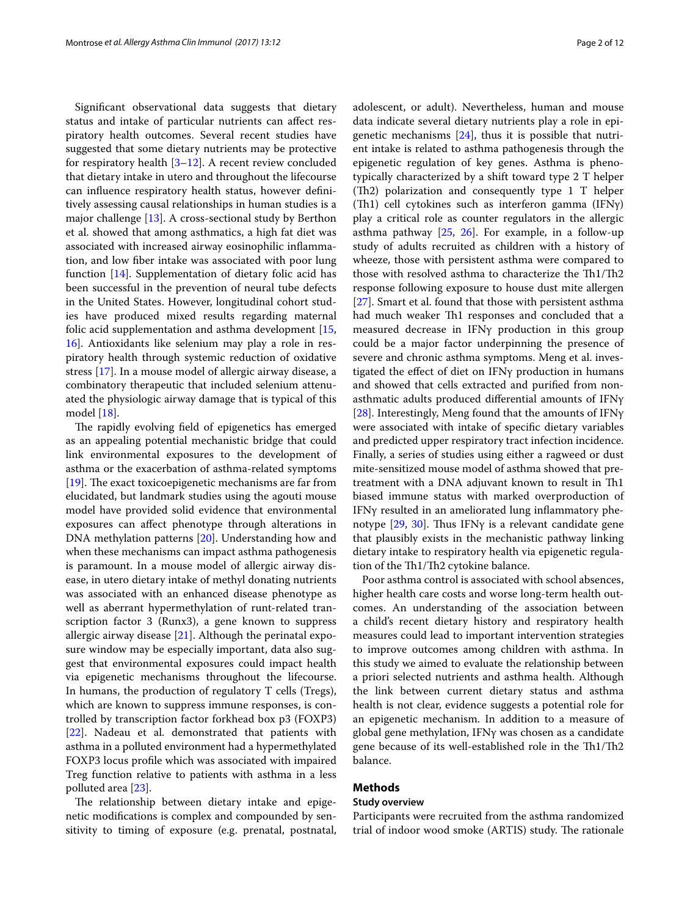Significant observational data suggests that dietary status and intake of particular nutrients can affect respiratory health outcomes. Several recent studies have suggested that some dietary nutrients may be protective for respiratory health [3–12]. A recent review concluded that dietary intake in utero and throughout the lifecourse can influence respiratory health status, however definitively assessing causal relationships in human studies is a major challenge [13]. A cross-sectional study by Berthon et al. showed that among asthmatics, a high fat diet was associated with increased airway eosinophilic inflammation, and low fiber intake was associated with poor lung function [14]. Supplementation of dietary folic acid has been successful in the prevention of neural tube defects in the United States. However, longitudinal cohort studies have produced mixed results regarding maternal folic acid supplementation and asthma development [15, 16]. Antioxidants like selenium may play a role in respiratory health through systemic reduction of oxidative stress [17]. In a mouse model of allergic airway disease, a combinatory therapeutic that included selenium attenuated the physiologic airway damage that is typical of this model [18].

The rapidly evolving field of epigenetics has emerged as an appealing potential mechanistic bridge that could link environmental exposures to the development of asthma or the exacerbation of asthma-related symptoms [19]. The exact toxicoepigenetic mechanisms are far from elucidated, but landmark studies using the agouti mouse model have provided solid evidence that environmental exposures can affect phenotype through alterations in DNA methylation patterns [20]. Understanding how and when these mechanisms can impact asthma pathogenesis is paramount. In a mouse model of allergic airway disease, in utero dietary intake of methyl donating nutrients was associated with an enhanced disease phenotype as well as aberrant hypermethylation of runt-related transcription factor 3 (Runx3), a gene known to suppress allergic airway disease [21]. Although the perinatal exposure window may be especially important, data also suggest that environmental exposures could impact health via epigenetic mechanisms throughout the lifecourse. In humans, the production of regulatory T cells (Tregs), which are known to suppress immune responses, is controlled by transcription factor forkhead box p3 (FOXP3) [22]. Nadeau et al. demonstrated that patients with asthma in a polluted environment had a hypermethylated FOXP3 locus profile which was associated with impaired Treg function relative to patients with asthma in a less polluted area [23].

The relationship between dietary intake and epigenetic modifications is complex and compounded by sensitivity to timing of exposure (e.g. prenatal, postnatal, adolescent, or adult). Nevertheless, human and mouse data indicate several dietary nutrients play a role in epigenetic mechanisms [24], thus it is possible that nutrient intake is related to asthma pathogenesis through the epigenetic regulation of key genes. Asthma is phenotypically characterized by a shift toward type 2 T helper (Th2) polarization and consequently type 1 T helper (Th1) cell cytokines such as interferon gamma (IFNγ) play a critical role as counter regulators in the allergic asthma pathway [25, 26]. For example, in a follow-up study of adults recruited as children with a history of wheeze, those with persistent asthma were compared to those with resolved asthma to characterize the Th1/Th2 response following exposure to house dust mite allergen [27]. Smart et al. found that those with persistent asthma had much weaker Th1 responses and concluded that a measured decrease in IFNγ production in this group could be a major factor underpinning the presence of severe and chronic asthma symptoms. Meng et al. investigated the effect of diet on IFNγ production in humans and showed that cells extracted and purified from non-asthmatic adults produced differential amounts of IFNγ [28]. Interestingly, Meng found that the amounts of IFNγ were associated with intake of specific dietary variables and predicted upper respiratory tract infection incidence. Finally, a series of studies using either a ragweed or dust mite-sensitized mouse model of asthma showed that pre-treatment with a DNA adjuvant known to result in Th1 biased immune status with marked overproduction of IFNγ resulted in an ameliorated lung inflammatory phenotype [29, 30]. Thus IFNγ is a relevant candidate gene that plausibly exists in the mechanistic pathway linking dietary intake to respiratory health via epigenetic regulation of the Th1/Th2 cytokine balance.

Poor asthma control is associated with school absences, higher health care costs and worse long-term health outcomes. An understanding of the association between a child's recent dietary history and respiratory health measures could lead to important intervention strategies to improve outcomes among children with asthma. In this study we aimed to evaluate the relationship between a priori selected nutrients and asthma health. Although the link between current dietary status and asthma health is not clear, evidence suggests a potential role for an epigenetic mechanism. In addition to a measure of global gene methylation, IFNγ was chosen as a candidate gene because of its well-established role in the Th1/Th2 balance.

## Methods

### Study overview

Participants were recruited from the asthma randomized trial of indoor wood smoke (ARTIS) study. The rationale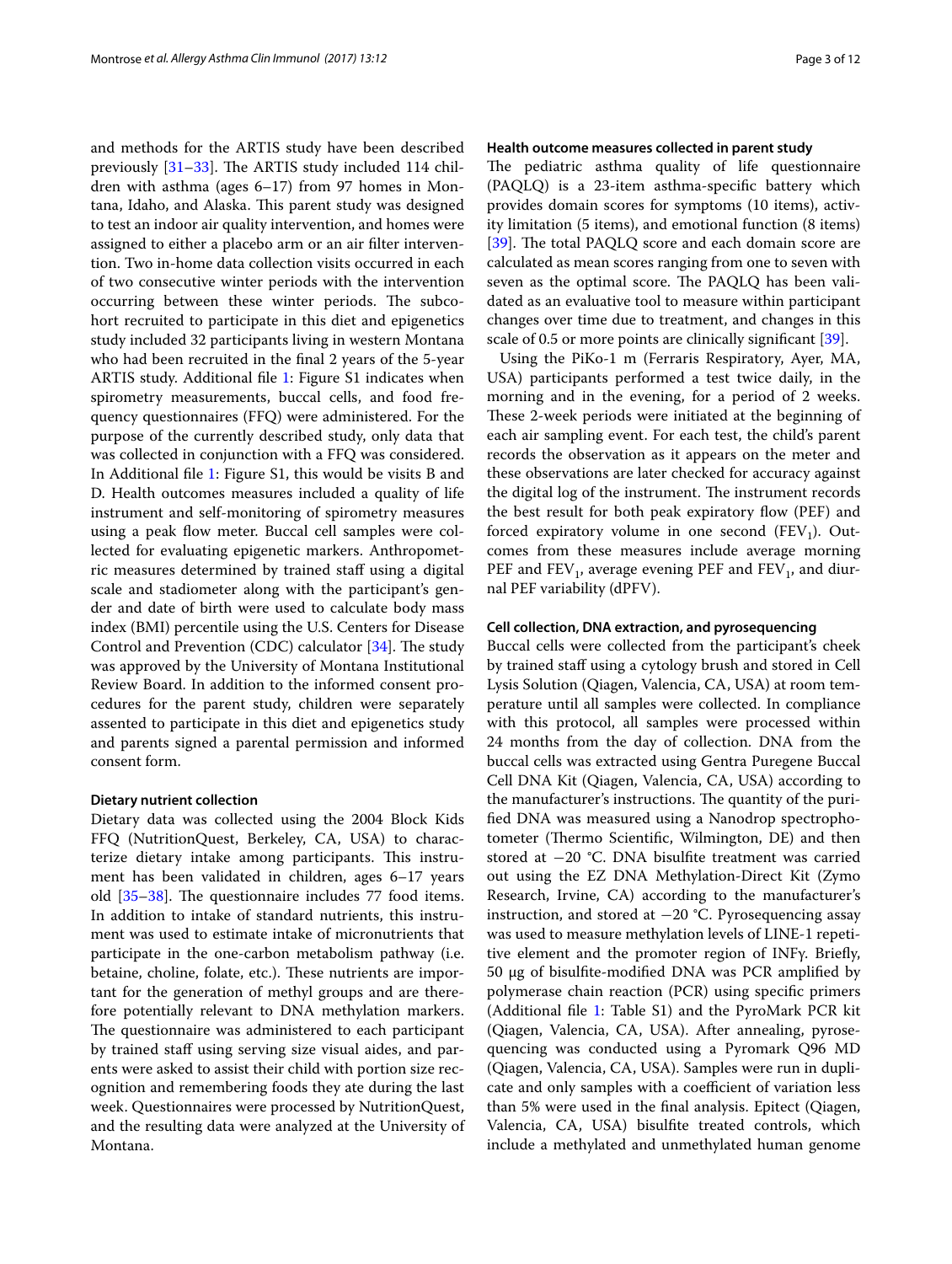and methods for the ARTIS study have been described previously [31–33]. The ARTIS study included 114 children with asthma (ages 6–17) from 97 homes in Montana, Idaho, and Alaska. This parent study was designed to test an indoor air quality intervention, and homes were assigned to either a placebo arm or an air filter intervention. Two in-home data collection visits occurred in each of two consecutive winter periods with the intervention occurring between these winter periods. The subcohort recruited to participate in this diet and epigenetics study included 32 participants living in western Montana who had been recruited in the final 2 years of the 5-year ARTIS study. Additional file 1: Figure S1 indicates when spirometry measurements, buccal cells, and food frequency questionnaires (FFQ) were administered. For the purpose of the currently described study, only data that was collected in conjunction with a FFQ was considered. In Additional file 1: Figure S1, this would be visits B and D. Health outcomes measures included a quality of life instrument and self-monitoring of spirometry measures using a peak flow meter. Buccal cell samples were collected for evaluating epigenetic markers. Anthropometric measures determined by trained staff using a digital scale and stadiometer along with the participant's gender and date of birth were used to calculate body mass index (BMI) percentile using the U.S. Centers for Disease Control and Prevention (CDC) calculator [34]. The study was approved by the University of Montana Institutional Review Board. In addition to the informed consent procedures for the parent study, children were separately assented to participate in this diet and epigenetics study and parents signed a parental permission and informed consent form.

#### Dietary nutrient collection

Dietary data was collected using the 2004 Block Kids FFQ (NutritionQuest, Berkeley, CA, USA) to characterize dietary intake among participants. This instrument has been validated in children, ages 6–17 years old [35–38]. The questionnaire includes 77 food items. In addition to intake of standard nutrients, this instrument was used to estimate intake of micronutrients that participate in the one-carbon metabolism pathway (i.e. betaine, choline, folate, etc.). These nutrients are important for the generation of methyl groups and are therefore potentially relevant to DNA methylation markers. The questionnaire was administered to each participant by trained staff using serving size visual aides, and parents were asked to assist their child with portion size recognition and remembering foods they ate during the last week. Questionnaires were processed by NutritionQuest, and the resulting data were analyzed at the University of Montana.

#### Health outcome measures collected in parent study

The pediatric asthma quality of life questionnaire (PAQLQ) is a 23-item asthma-specific battery which provides domain scores for symptoms (10 items), activity limitation (5 items), and emotional function (8 items) [39]. The total PAQLQ score and each domain score are calculated as mean scores ranging from one to seven with seven as the optimal score. The PAQLQ has been validated as an evaluative tool to measure within participant changes over time due to treatment, and changes in this scale of 0.5 or more points are clinically significant [39].

Using the PiKo-1 m (Ferraris Respiratory, Ayer, MA, USA) participants performed a test twice daily, in the morning and in the evening, for a period of 2 weeks. These 2-week periods were initiated at the beginning of each air sampling event. For each test, the child's parent records the observation as it appears on the meter and these observations are later checked for accuracy against the digital log of the instrument. The instrument records the best result for both peak expiratory flow (PEF) and forced expiratory volume in one second ($FEV_1$). Outcomes from these measures include average morning PEF and $FEV_1$, average evening PEF and $FEV_1$, and diurnal PEF variability (dPFV).

#### Cell collection, DNA extraction, and pyrosequencing

Buccal cells were collected from the participant's cheek by trained staff using a cytology brush and stored in Cell Lysis Solution (Qiagen, Valencia, CA, USA) at room temperature until all samples were collected. In compliance with this protocol, all samples were processed within 24 months from the day of collection. DNA from the buccal cells was extracted using Gentra Puregene Buccal Cell DNA Kit (Qiagen, Valencia, CA, USA) according to the manufacturer's instructions. The quantity of the purified DNA was measured using a Nanodrop spectrophotometer (Thermo Scientific, Wilmington, DE) and then stored at −20 °C. DNA bisulfite treatment was carried out using the EZ DNA Methylation-Direct Kit (Zymo Research, Irvine, CA) according to the manufacturer's instruction, and stored at −20 °C. Pyrosequencing assay was used to measure methylation levels of LINE-1 repetitive element and the promoter region of INFγ. Briefly, 50 µg of bisulfite-modified DNA was PCR amplified by polymerase chain reaction (PCR) using specific primers (Additional file 1: Table S1) and the PyroMark PCR kit (Qiagen, Valencia, CA, USA). After annealing, pyrosequencing was conducted using a Pyromark Q96 MD (Qiagen, Valencia, CA, USA). Samples were run in duplicate and only samples with a coefficient of variation less than 5% were used in the final analysis. Epitect (Qiagen, Valencia, CA, USA) bisulfite treated controls, which include a methylated and unmethylated human genome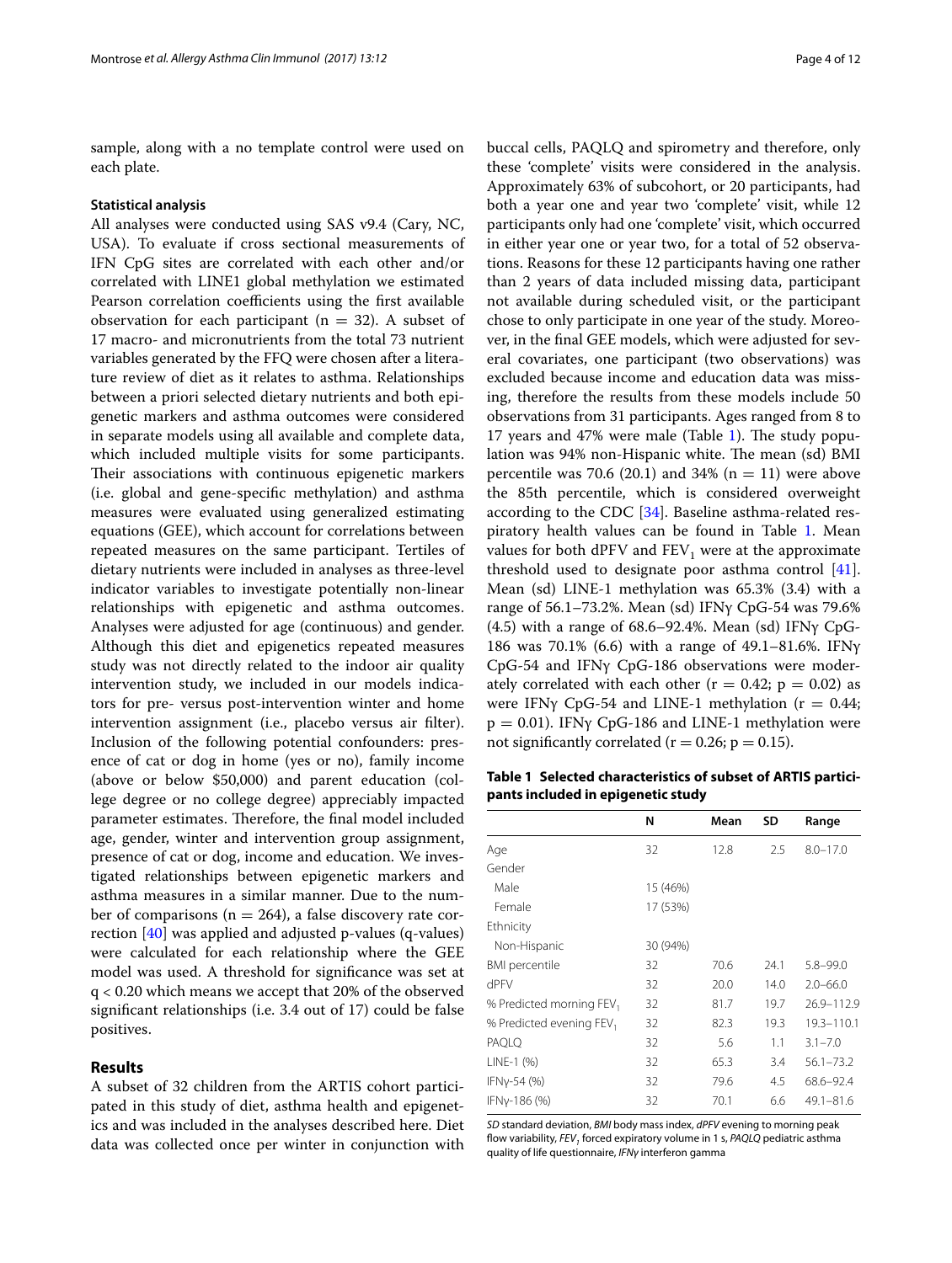sample, along with a no template control were used on each plate.

### Statistical analysis

All analyses were conducted using SAS v9.4 (Cary, NC, USA). To evaluate if cross sectional measurements of IFN CpG sites are correlated with each other and/or correlated with LINE1 global methylation we estimated Pearson correlation coefficients using the first available observation for each participant ($n = 32$). A subset of 17 macro- and micronutrients from the total 73 nutrient variables generated by the FFQ were chosen after a literature review of diet as it relates to asthma. Relationships between a priori selected dietary nutrients and both epigenetic markers and asthma outcomes were considered in separate models using all available and complete data, which included multiple visits for some participants. Their associations with continuous epigenetic markers (i.e. global and gene-specific methylation) and asthma measures were evaluated using generalized estimating equations (GEE), which account for correlations between repeated measures on the same participant. Tertiles of dietary nutrients were included in analyses as three-level indicator variables to investigate potentially non-linear relationships with epigenetic and asthma outcomes. Analyses were adjusted for age (continuous) and gender. Although this diet and epigenetics repeated measures study was not directly related to the indoor air quality intervention study, we included in our models indicators for pre- versus post-intervention winter and home intervention assignment (i.e., placebo versus air filter). Inclusion of the following potential confounders: presence of cat or dog in home (yes or no), family income (above or below \$50,000) and parent education (college degree or no college degree) appreciably impacted parameter estimates. Therefore, the final model included age, gender, winter and intervention group assignment, presence of cat or dog, income and education. We investigated relationships between epigenetic markers and asthma measures in a similar manner. Due to the number of comparisons ($n = 264$), a false discovery rate correction [40] was applied and adjusted p-values (q-values) were calculated for each relationship where the GEE model was used. A threshold for significance was set at $q < 0.20$ which means we accept that 20% of the observed significant relationships (i.e. 3.4 out of 17) could be false positives.

## Results

A subset of 32 children from the ARTIS cohort participated in this study of diet, asthma health and epigenetics and was included in the analyses described here. Diet data was collected once per winter in conjunction with buccal cells, PAQLQ and spirometry and therefore, only these 'complete' visits were considered in the analysis. Approximately 63% of subcohort, or 20 participants, had both a year one and year two 'complete' visit, while 12 participants only had one 'complete' visit, which occurred in either year one or year two, for a total of 52 observations. Reasons for these 12 participants having one rather than 2 years of data included missing data, participant not available during scheduled visit, or the participant chose to only participate in one year of the study. Moreover, in the final GEE models, which were adjusted for several covariates, one participant (two observations) was excluded because income and education data was missing, therefore the results from these models include 50 observations from 31 participants. Ages ranged from 8 to 17 years and 47% were male (Table 1). The study population was 94% non-Hispanic white. The mean (sd) BMI percentile was 70.6 (20.1) and 34% ($n = 11$) were above the 85th percentile, which is considered overweight according to the CDC [34]. Baseline asthma-related respiratory health values can be found in Table 1. Mean values for both dPFV and $FEV_1$ were at the approximate threshold used to designate poor asthma control [41]. Mean (sd) LINE-1 methylation was 65.3% (3.4) with a range of 56.1–73.2%. Mean (sd) IFNγ CpG-54 was 79.6% (4.5) with a range of 68.6–92.4%. Mean (sd) IFNγ CpG-186 was 70.1% (6.6) with a range of 49.1–81.6%. IFNγ CpG-54 and IFNγ CpG-186 observations were moderately correlated with each other ($r = 0.42$; $p = 0.02$) as were IFNγ CpG-54 and LINE-1 methylation ($r = 0.44$; $p = 0.01$). IFNγ CpG-186 and LINE-1 methylation were not significantly correlated ($r = 0.26$; $p = 0.15$).

**Table 1 Selected characteristics of subset of ARTIS participants included in epigenetic study**

| | N | Mean | SD | Range |
|---|---|---|---|---|
| Age | 32 | 12.8 | 2.5 | 8.0–17.0 |
| Gender | | | | |
| Male | 15 (46%) | | | |
| Female | 17 (53%) | | | |
| Ethnicity | | | | |
| Non-Hispanic | 30 (94%) | | | |
| BMI percentile | 32 | 70.6 | 24.1 | 5.8–99.0 |
| dPFV | 32 | 20.0 | 14.0 | 2.0–66.0 |
| % Predicted morning $FEV_1$ | 32 | 81.7 | 19.7 | 26.9–112.9 |
| % Predicted evening $FEV_1$ | 32 | 82.3 | 19.3 | 19.3–110.1 |
| PAQLQ | 32 | 5.6 | 1.1 | 3.1–7.0 |
| LINE-1 (%) | 32 | 65.3 | 3.4 | 56.1–73.2 |
| IFNγ-54 (%) | 32 | 79.6 | 4.5 | 68.6–92.4 |
| IFNγ-186 (%) | 32 | 70.1 | 6.6 | 49.1–81.6 |

*SD* standard deviation, *BMI* body mass index, *dPFV* evening to morning peak flow variability, $FEV_1$ forced expiratory volume in 1 s, *PAQLQ* pediatric asthma quality of life questionnaire, *IFNγ* interferon gamma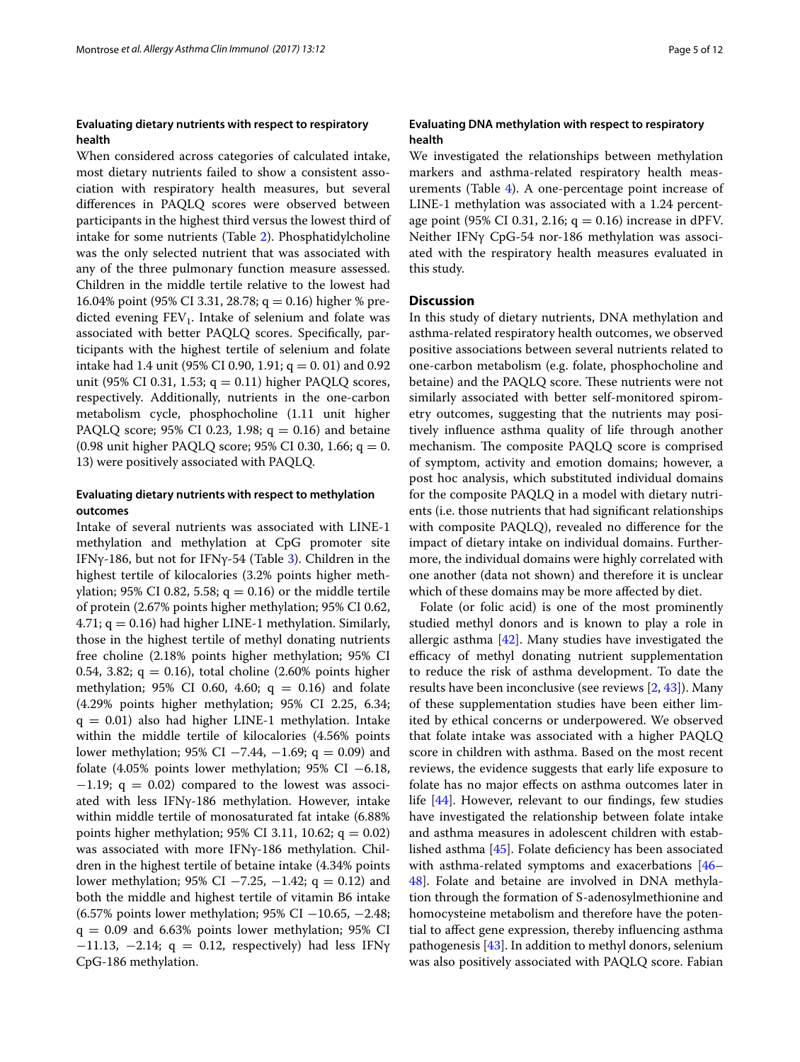### Evaluating dietary nutrients with respect to respiratory health

When considered across categories of calculated intake, most dietary nutrients failed to show a consistent association with respiratory health measures, but several differences in PAQLQ scores were observed between participants in the highest third versus the lowest third of intake for some nutrients (Table 2). Phosphatidylcholine was the only selected nutrient that was associated with any of the three pulmonary function measure assessed. Children in the middle tertile relative to the lowest had 16.04% point (95% CI 3.31, 28.78; q = 0.16) higher % predicted evening $FEV_1$. Intake of selenium and folate was associated with better PAQLQ scores. Specifically, participants with the highest tertile of selenium and folate intake had 1.4 unit (95% CI 0.90, 1.91; q = 0. 01) and 0.92 unit (95% CI 0.31, 1.53; q = 0.11) higher PAQLQ scores, respectively. Additionally, nutrients in the one-carbon metabolism cycle, phosphocholine (1.11 unit higher PAQLQ score; 95% CI 0.23, 1.98; q = 0.16) and betaine (0.98 unit higher PAQLQ score; 95% CI 0.30, 1.66; q = 0. 13) were positively associated with PAQLQ.

### Evaluating dietary nutrients with respect to methylation outcomes

Intake of several nutrients was associated with LINE-1 methylation and methylation at CpG promoter site IFNγ-186, but not for IFNγ-54 (Table 3). Children in the highest tertile of kilocalories (3.2% points higher methylation; 95% CI 0.82, 5.58; q = 0.16) or the middle tertile of protein (2.67% points higher methylation; 95% CI 0.62, 4.71; q = 0.16) had higher LINE-1 methylation. Similarly, those in the highest tertile of methyl donating nutrients free choline (2.18% points higher methylation; 95% CI 0.54, 3.82; q = 0.16), total choline (2.60% points higher methylation; 95% CI 0.60, 4.60; q = 0.16) and folate (4.29% points higher methylation; 95% CI 2.25, 6.34; q = 0.01) also had higher LINE-1 methylation. Intake within the middle tertile of kilocalories (4.56% points lower methylation; 95% CI −7.44, −1.69; q = 0.09) and folate (4.05% points lower methylation; 95% CI −6.18, −1.19; q = 0.02) compared to the lowest was associated with less IFNγ-186 methylation. However, intake within middle tertile of monosaturated fat intake (6.88% points higher methylation; 95% CI 3.11, 10.62; q = 0.02) was associated with more IFNγ-186 methylation. Children in the highest tertile of betaine intake (4.34% points lower methylation; 95% CI −7.25, −1.42; q = 0.12) and both the middle and highest tertile of vitamin B6 intake (6.57% points lower methylation; 95% CI −10.65, −2.48; q = 0.09 and 6.63% points lower methylation; 95% CI −11.13, −2.14; q = 0.12, respectively) had less IFNγ CpG-186 methylation.

### Evaluating DNA methylation with respect to respiratory health

We investigated the relationships between methylation markers and asthma-related respiratory health measurements (Table 4). A one-percentage point increase of LINE-1 methylation was associated with a 1.24 percentage point (95% CI 0.31, 2.16; q = 0.16) increase in dPFV. Neither IFNγ CpG-54 nor-186 methylation was associated with the respiratory health measures evaluated in this study.

## Discussion

In this study of dietary nutrients, DNA methylation and asthma-related respiratory health outcomes, we observed positive associations between several nutrients related to one-carbon metabolism (e.g. folate, phosphocholine and betaine) and the PAQLQ score. These nutrients were not similarly associated with better self-monitored spirometry outcomes, suggesting that the nutrients may positively influence asthma quality of life through another mechanism. The composite PAQLQ score is comprised of symptom, activity and emotion domains; however, a post hoc analysis, which substituted individual domains for the composite PAQLQ in a model with dietary nutrients (i.e. those nutrients that had significant relationships with composite PAQLQ), revealed no difference for the impact of dietary intake on individual domains. Furthermore, the individual domains were highly correlated with one another (data not shown) and therefore it is unclear which of these domains may be more affected by diet.

Folate (or folic acid) is one of the most prominently studied methyl donors and is known to play a role in allergic asthma [42]. Many studies have investigated the efficacy of methyl donating nutrient supplementation to reduce the risk of asthma development. To date the results have been inconclusive (see reviews [2, 43]). Many of these supplementation studies have been either limited by ethical concerns or underpowered. We observed that folate intake was associated with a higher PAQLQ score in children with asthma. Based on the most recent reviews, the evidence suggests that early life exposure to folate has no major effects on asthma outcomes later in life [44]. However, relevant to our findings, few studies have investigated the relationship between folate intake and asthma measures in adolescent children with established asthma [45]. Folate deficiency has been associated with asthma-related symptoms and exacerbations [46–48]. Folate and betaine are involved in DNA methylation through the formation of S-adenosylmethionine and homocysteine metabolism and therefore have the potential to affect gene expression, thereby influencing asthma pathogenesis [43]. In addition to methyl donors, selenium was also positively associated with PAQLQ score. Fabian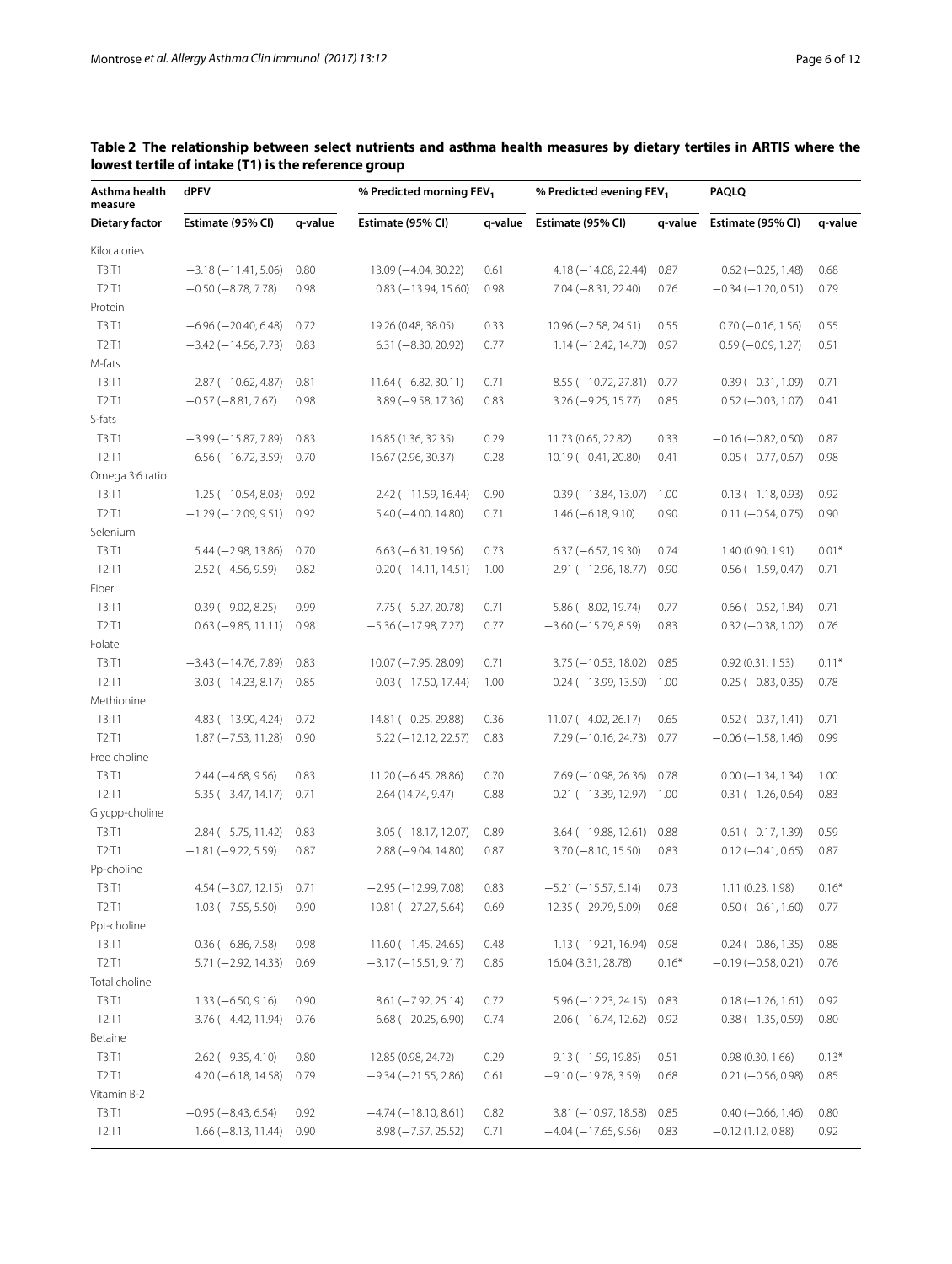**Table 2 The relationship between select nutrients and asthma health measures by dietary tertiles in ARTIS where the lowest tertile of intake (T1) is the reference group**

| Asthma health measure | dPFV | | % Predicted morning $FEV_1$ | | % Predicted evening $FEV_1$ | | PAQLQ | |
|---|---|---|---|---|---|---|---|---|
| Dietary factor | Estimate (95% CI) | q-value | Estimate (95% CI) | q-value | Estimate (95% CI) | q-value | Estimate (95% CI) | q-value |
| Kilocalories | | | | | | | | |
| T3:T1 | −3.18 (−11.41, 5.06) | 0.80 | 13.09 (−4.04, 30.22) | 0.61 | 4.18 (−14.08, 22.44) | 0.87 | 0.62 (−0.25, 1.48) | 0.68 |
| T2:T1 | −0.50 (−8.78, 7.78) | 0.98 | 0.83 (−13.94, 15.60) | 0.98 | 7.04 (−8.31, 22.40) | 0.76 | −0.34 (−1.20, 0.51) | 0.79 |
| Protein | | | | | | | | |
| T3:T1 | −6.96 (−20.40, 6.48) | 0.72 | 19.26 (0.48, 38.05) | 0.33 | 10.96 (−2.58, 24.51) | 0.55 | 0.70 (−0.16, 1.56) | 0.55 |
| T2:T1 | −3.42 (−14.56, 7.73) | 0.83 | 6.31 (−8.30, 20.92) | 0.77 | 1.14 (−12.42, 14.70) | 0.97 | 0.59 (−0.09, 1.27) | 0.51 |
| M-fats | | | | | | | | |
| T3:T1 | −2.87 (−10.62, 4.87) | 0.81 | 11.64 (−6.82, 30.11) | 0.71 | 8.55 (−10.72, 27.81) | 0.77 | 0.39 (−0.31, 1.09) | 0.71 |
| T2:T1 | −0.57 (−8.81, 7.67) | 0.98 | 3.89 (−9.58, 17.36) | 0.83 | 3.26 (−9.25, 15.77) | 0.85 | 0.52 (−0.03, 1.07) | 0.41 |
| S-fats | | | | | | | | |
| T3:T1 | −3.99 (−15.87, 7.89) | 0.83 | 16.85 (1.36, 32.35) | 0.29 | 11.73 (0.65, 22.82) | 0.33 | −0.16 (−0.82, 0.50) | 0.87 |
| T2:T1 | −6.56 (−16.72, 3.59) | 0.70 | 16.67 (2.96, 30.37) | 0.28 | 10.19 (−0.41, 20.80) | 0.41 | −0.05 (−0.77, 0.67) | 0.98 |
| Omega 3:6 ratio | | | | | | | | |
| T3:T1 | −1.25 (−10.54, 8.03) | 0.92 | 2.42 (−11.59, 16.44) | 0.90 | −0.39 (−13.84, 13.07) | 1.00 | −0.13 (−1.18, 0.93) | 0.92 |
| T2:T1 | −1.29 (−12.09, 9.51) | 0.92 | 5.40 (−4.00, 14.80) | 0.71 | 1.46 (−6.18, 9.10) | 0.90 | 0.11 (−0.54, 0.75) | 0.90 |
| Selenium | | | | | | | | |
| T3:T1 | 5.44 (−2.98, 13.86) | 0.70 | 6.63 (−6.31, 19.56) | 0.73 | 6.37 (−6.57, 19.30) | 0.74 | 1.40 (0.90, 1.91) | 0.01* |
| T2:T1 | 2.52 (−4.56, 9.59) | 0.82 | 0.20 (−14.11, 14.51) | 1.00 | 2.91 (−12.96, 18.77) | 0.90 | −0.56 (−1.59, 0.47) | 0.71 |
| Fiber | | | | | | | | |
| T3:T1 | −0.39 (−9.02, 8.25) | 0.99 | 7.75 (−5.27, 20.78) | 0.71 | 5.86 (−8.02, 19.74) | 0.77 | 0.66 (−0.52, 1.84) | 0.71 |
| T2:T1 | 0.63 (−9.85, 11.11) | 0.98 | −5.36 (−17.98, 7.27) | 0.77 | −3.60 (−15.79, 8.59) | 0.83 | 0.32 (−0.38, 1.02) | 0.76 |
| Folate | | | | | | | | |
| T3:T1 | −3.43 (−14.76, 7.89) | 0.83 | 10.07 (−7.95, 28.09) | 0.71 | 3.75 (−10.53, 18.02) | 0.85 | 0.92 (0.31, 1.53) | 0.11* |
| T2:T1 | −3.03 (−14.23, 8.17) | 0.85 | −0.03 (−17.50, 17.44) | 1.00 | −0.24 (−13.99, 13.50) | 1.00 | −0.25 (−0.83, 0.35) | 0.78 |
| Methionine | | | | | | | | |
| T3:T1 | −4.83 (−13.90, 4.24) | 0.72 | 14.81 (−0.25, 29.88) | 0.36 | 11.07 (−4.02, 26.17) | 0.65 | 0.52 (−0.37, 1.41) | 0.71 |
| T2:T1 | 1.87 (−7.53, 11.28) | 0.90 | 5.22 (−12.12, 22.57) | 0.83 | 7.29 (−10.16, 24.73) | 0.77 | −0.06 (−1.58, 1.46) | 0.99 |
| Free choline | | | | | | | | |
| T3:T1 | 2.44 (−4.68, 9.56) | 0.83 | 11.20 (−6.45, 28.86) | 0.70 | 7.69 (−10.98, 26.36) | 0.78 | 0.00 (−1.34, 1.34) | 1.00 |
| T2:T1 | 5.35 (−3.47, 14.17) | 0.71 | −2.64 (14.74, 9.47) | 0.88 | −0.21 (−13.39, 12.97) | 1.00 | −0.31 (−1.26, 0.64) | 0.83 |
| Glycpp-choline | | | | | | | | |
| T3:T1 | 2.84 (−5.75, 11.42) | 0.83 | −3.05 (−18.17, 12.07) | 0.89 | −3.64 (−19.88, 12.61) | 0.88 | 0.61 (−0.17, 1.39) | 0.59 |
| T2:T1 | −1.81 (−9.22, 5.59) | 0.87 | 2.88 (−9.04, 14.80) | 0.87 | 3.70 (−8.10, 15.50) | 0.83 | 0.12 (−0.41, 0.65) | 0.87 |
| Pp-choline | | | | | | | | |
| T3:T1 | 4.54 (−3.07, 12.15) | 0.71 | −2.95 (−12.99, 7.08) | 0.83 | −5.21 (−15.57, 5.14) | 0.73 | 1.11 (0.23, 1.98) | 0.16* |
| T2:T1 | −1.03 (−7.55, 5.50) | 0.90 | −10.81 (−27.27, 5.64) | 0.69 | −12.35 (−29.79, 5.09) | 0.68 | 0.50 (−0.61, 1.60) | 0.77 |
| Ppt-choline | | | | | | | | |
| T3:T1 | 0.36 (−6.86, 7.58) | 0.98 | 11.60 (−1.45, 24.65) | 0.48 | −1.13 (−19.21, 16.94) | 0.98 | 0.24 (−0.86, 1.35) | 0.88 |
| T2:T1 | 5.71 (−2.92, 14.33) | 0.69 | −3.17 (−15.51, 9.17) | 0.85 | 16.04 (3.31, 28.78) | 0.16* | −0.19 (−0.58, 0.21) | 0.76 |
| Total choline | | | | | | | | |
| T3:T1 | 1.33 (−6.50, 9.16) | 0.90 | 8.61 (−7.92, 25.14) | 0.72 | 5.96 (−12.23, 24.15) | 0.83 | 0.18 (−1.26, 1.61) | 0.92 |
| T2:T1 | 3.76 (−4.42, 11.94) | 0.76 | −6.68 (−20.25, 6.90) | 0.74 | −2.06 (−16.74, 12.62) | 0.92 | −0.38 (−1.35, 0.59) | 0.80 |
| Betaine | | | | | | | | |
| T3:T1 | −2.62 (−9.35, 4.10) | 0.80 | 12.85 (0.98, 24.72) | 0.29 | 9.13 (−1.59, 19.85) | 0.51 | 0.98 (0.30, 1.66) | 0.13* |
| T2:T1 | 4.20 (−6.18, 14.58) | 0.79 | −9.34 (−21.55, 2.86) | 0.61 | −9.10 (−19.78, 3.59) | 0.68 | 0.21 (−0.56, 0.98) | 0.85 |
| Vitamin B-2 | | | | | | | | |
| T3:T1 | −0.95 (−8.43, 6.54) | 0.92 | −4.74 (−18.10, 8.61) | 0.82 | 3.81 (−10.97, 18.58) | 0.85 | 0.40 (−0.66, 1.46) | 0.80 |
| T2:T1 | 1.66 (−8.13, 11.44) | 0.90 | 8.98 (−7.57, 25.52) | 0.71 | −4.04 (−17.65, 9.56) | 0.83 | −0.12 (1.12, 0.88) | 0.92 |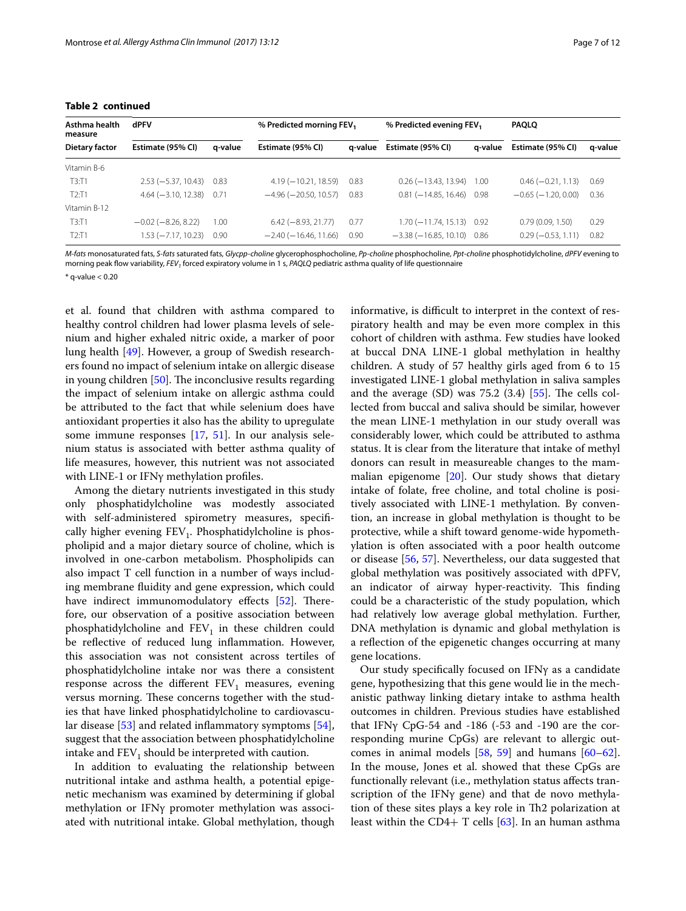**Table 2 continued**

| Asthma health measure | dPFV | | % Predicted morning $FEV_1$ | | % Predicted evening $FEV_1$ | | PAQLQ | |
|---|---|---|---|---|---|---|---|---|
| Dietary factor | Estimate (95% CI) | q-value | Estimate (95% CI) | q-value | Estimate (95% CI) | q-value | Estimate (95% CI) | q-value |
| Vitamin B-6 | | | | | | | | |
| T3:T1 | 2.53 (−5.37, 10.43) | 0.83 | 4.19 (−10.21, 18.59) | 0.83 | 0.26 (−13.43, 13.94) | 1.00 | 0.46 (−0.21, 1.13) | 0.69 |
| T2:T1 | 4.64 (−3.10, 12.38) | 0.71 | −4.96 (−20.50, 10.57) | 0.83 | 0.81 (−14.85, 16.46) | 0.98 | −0.65 (−1.20, 0.00) | 0.36 |
| Vitamin B-12 | | | | | | | | |
| T3:T1 | −0.02 (−8.26, 8.22) | 1.00 | 6.42 (−8.93, 21.77) | 0.77 | 1.70 (−11.74, 15.13) | 0.92 | 0.79 (0.09, 1.50) | 0.29 |
| T2:T1 | 1.53 (−7.17, 10.23) | 0.90 | −2.40 (−16.46, 11.66) | 0.90 | −3.38 (−16.85, 10.10) | 0.86 | 0.29 (−0.53, 1.11) | 0.82 |

*M-fats* monosaturated fats, *S-fats* saturated fats, *Glycpp-choline* glycerophosphocholine, *Pp-choline* phosphocholine, *Ppt-choline* phosphotidylcholine, *dPFV* evening to morning peak flow variability, $FEV_1$ forced expiratory volume in 1 s, *PAQLQ* pediatric asthma quality of life questionnaire

* q-value < 0.20

et al. found that children with asthma compared to healthy control children had lower plasma levels of selenium and higher exhaled nitric oxide, a marker of poor lung health [49]. However, a group of Swedish researchers found no impact of selenium intake on allergic disease in young children [50]. The inconclusive results regarding the impact of selenium intake on allergic asthma could be attributed to the fact that while selenium does have antioxidant properties it also has the ability to upregulate some immune responses [17, 51]. In our analysis selenium status is associated with better asthma quality of life measures, however, this nutrient was not associated with LINE-1 or IFNγ methylation profiles.

Among the dietary nutrients investigated in this study only phosphatidylcholine was modestly associated with self-administered spirometry measures, specifically higher evening $FEV_1$. Phosphatidylcholine is phospholipid and a major dietary source of choline, which is involved in one-carbon metabolism. Phospholipids can also impact T cell function in a number of ways including membrane fluidity and gene expression, which could have indirect immunomodulatory effects [52]. Therefore, our observation of a positive association between phosphatidylcholine and $FEV_1$ in these children could be reflective of reduced lung inflammation. However, this association was not consistent across tertiles of phosphatidylcholine intake nor was there a consistent response across the different $FEV_1$ measures, evening versus morning. These concerns together with the studies that have linked phosphatidylcholine to cardiovascular disease [53] and related inflammatory symptoms [54], suggest that the association between phosphatidylcholine intake and $FEV_1$ should be interpreted with caution.

In addition to evaluating the relationship between nutritional intake and asthma health, a potential epigenetic mechanism was examined by determining if global methylation or IFNγ promoter methylation was associated with nutritional intake. Global methylation, though informative, is difficult to interpret in the context of respiratory health and may be even more complex in this cohort of children with asthma. Few studies have looked at buccal DNA LINE-1 global methylation in healthy children. A study of 57 healthy girls aged from 6 to 15 investigated LINE-1 global methylation in saliva samples and the average (SD) was 75.2 (3.4) [55]. The cells collected from buccal and saliva should be similar, however the mean LINE-1 methylation in our study overall was considerably lower, which could be attributed to asthma status. It is clear from the literature that intake of methyl donors can result in measureable changes to the mammalian epigenome [20]. Our study shows that dietary intake of folate, free choline, and total choline is positively associated with LINE-1 methylation. By convention, an increase in global methylation is thought to be protective, while a shift toward genome-wide hypomethylation is often associated with a poor health outcome or disease [56, 57]. Nevertheless, our data suggested that global methylation was positively associated with dPFV, an indicator of airway hyper-reactivity. This finding could be a characteristic of the study population, which had relatively low average global methylation. Further, DNA methylation is dynamic and global methylation is a reflection of the epigenetic changes occurring at many gene locations.

Our study specifically focused on IFNγ as a candidate gene, hypothesizing that this gene would lie in the mechanistic pathway linking dietary intake to asthma health outcomes in children. Previous studies have established that IFNγ CpG-54 and -186 (-53 and -190 are the corresponding murine CpGs) are relevant to allergic outcomes in animal models [58, 59] and humans [60–62]. In the mouse, Jones et al. showed that these CpGs are functionally relevant (i.e., methylation status affects transcription of the IFNγ gene) and that de novo methylation of these sites plays a key role in Th2 polarization at least within the CD4+ T cells [63]. In an human asthma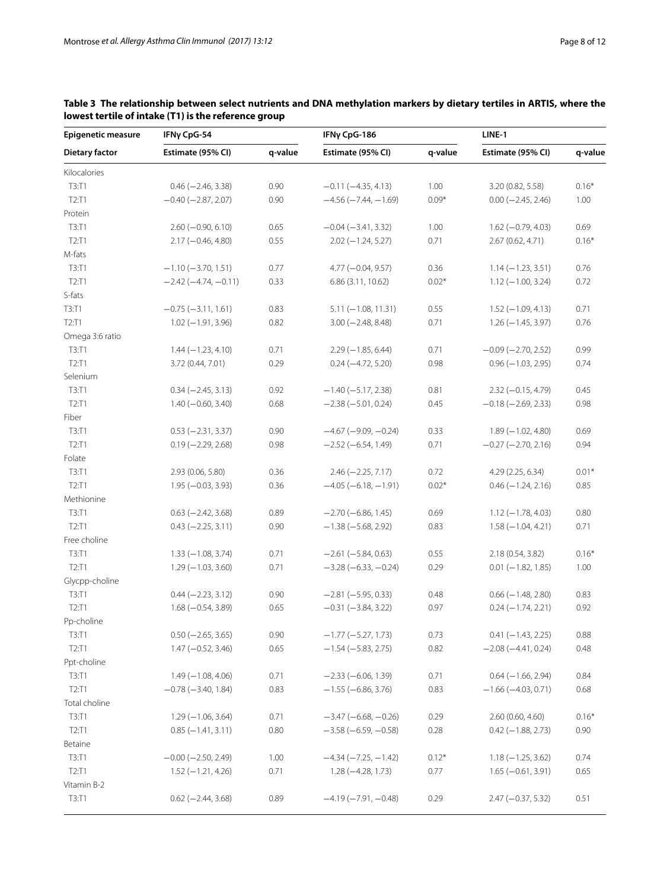**Table 3 The relationship between select nutrients and DNA methylation markers by dietary tertiles in ARTIS, where the lowest tertile of intake (T1) is the reference group**

| Epigenetic measure | IFNγ CpG-54 | | IFNγ CpG-186 | | LINE-1 | |
|---|---|---|---|---|---|---|
| Dietary factor | Estimate (95% CI) | q-value | Estimate (95% CI) | q-value | Estimate (95% CI) | q-value |
| Kilocalories | | | | | | |
| T3:T1 | 0.46 (−2.46, 3.38) | 0.90 | −0.11 (−4.35, 4.13) | 1.00 | 3.20 (0.82, 5.58) | 0.16* |
| T2:T1 | −0.40 (−2.87, 2.07) | 0.90 | −4.56 (−7.44, −1.69) | 0.09* | 0.00 (−2.45, 2.46) | 1.00 |
| Protein | | | | | | |
| T3:T1 | 2.60 (−0.90, 6.10) | 0.65 | −0.04 (−3.41, 3.32) | 1.00 | 1.62 (−0.79, 4.03) | 0.69 |
| T2:T1 | 2.17 (−0.46, 4.80) | 0.55 | 2.02 (−1.24, 5.27) | 0.71 | 2.67 (0.62, 4.71) | 0.16* |
| M-fats | | | | | | |
| T3:T1 | −1.10 (−3.70, 1.51) | 0.77 | 4.77 (−0.04, 9.57) | 0.36 | 1.14 (−1.23, 3.51) | 0.76 |
| T2:T1 | −2.42 (−4.74, −0.11) | 0.33 | 6.86 (3.11, 10.62) | 0.02* | 1.12 (−1.00, 3.24) | 0.72 |
| S-fats | | | | | | |
| T3:T1 | −0.75 (−3.11, 1.61) | 0.83 | 5.11 (−1.08, 11.31) | 0.55 | 1.52 (−1.09, 4.13) | 0.71 |
| T2:T1 | 1.02 (−1.91, 3.96) | 0.82 | 3.00 (−2.48, 8.48) | 0.71 | 1.26 (−1.45, 3.97) | 0.76 |
| Omega 3:6 ratio | | | | | | |
| T3:T1 | 1.44 (−1.23, 4.10) | 0.71 | 2.29 (−1.85, 6.44) | 0.71 | −0.09 (−2.70, 2.52) | 0.99 |
| T2:T1 | 3.72 (0.44, 7.01) | 0.29 | 0.24 (−4.72, 5.20) | 0.98 | 0.96 (−1.03, 2.95) | 0.74 |
| Selenium | | | | | | |
| T3:T1 | 0.34 (−2.45, 3.13) | 0.92 | −1.40 (−5.17, 2.38) | 0.81 | 2.32 (−0.15, 4.79) | 0.45 |
| T2:T1 | 1.40 (−0.60, 3.40) | 0.68 | −2.38 (−5.01, 0.24) | 0.45 | −0.18 (−2.69, 2.33) | 0.98 |
| Fiber | | | | | | |
| T3:T1 | 0.53 (−2.31, 3.37) | 0.90 | −4.67 (−9.09, −0.24) | 0.33 | 1.89 (−1.02, 4.80) | 0.69 |
| T2:T1 | 0.19 (−2.29, 2.68) | 0.98 | −2.52 (−6.54, 1.49) | 0.71 | −0.27 (−2.70, 2.16) | 0.94 |
| Folate | | | | | | |
| T3:T1 | 2.93 (0.06, 5.80) | 0.36 | 2.46 (−2.25, 7.17) | 0.72 | 4.29 (2.25, 6.34) | 0.01* |
| T2:T1 | 1.95 (−0.03, 3.93) | 0.36 | −4.05 (−6.18, −1.91) | 0.02* | 0.46 (−1.24, 2.16) | 0.85 |
| Methionine | | | | | | |
| T3:T1 | 0.63 (−2.42, 3.68) | 0.89 | −2.70 (−6.86, 1.45) | 0.69 | 1.12 (−1.78, 4.03) | 0.80 |
| T2:T1 | 0.43 (−2.25, 3.11) | 0.90 | −1.38 (−5.68, 2.92) | 0.83 | 1.58 (−1.04, 4.21) | 0.71 |
| Free choline | | | | | | |
| T3:T1 | 1.33 (−1.08, 3.74) | 0.71 | −2.61 (−5.84, 0.63) | 0.55 | 2.18 (0.54, 3.82) | 0.16* |
| T2:T1 | 1.29 (−1.03, 3.60) | 0.71 | −3.28 (−6.33, −0.24) | 0.29 | 0.01 (−1.82, 1.85) | 1.00 |
| Glycpp-choline | | | | | | |
| T3:T1 | 0.44 (−2.23, 3.12) | 0.90 | −2.81 (−5.95, 0.33) | 0.48 | 0.66 (−1.48, 2.80) | 0.83 |
| T2:T1 | 1.68 (−0.54, 3.89) | 0.65 | −0.31 (−3.84, 3.22) | 0.97 | 0.24 (−1.74, 2.21) | 0.92 |
| Pp-choline | | | | | | |
| T3:T1 | 0.50 (−2.65, 3.65) | 0.90 | −1.77 (−5.27, 1.73) | 0.73 | 0.41 (−1.43, 2.25) | 0.88 |
| T2:T1 | 1.47 (−0.52, 3.46) | 0.65 | −1.54 (−5.83, 2.75) | 0.82 | −2.08 (−4.41, 0.24) | 0.48 |
| Ppt-choline | | | | | | |
| T3:T1 | 1.49 (−1.08, 4.06) | 0.71 | −2.33 (−6.06, 1.39) | 0.71 | 0.64 (−1.66, 2.94) | 0.84 |
| T2:T1 | −0.78 (−3.40, 1.84) | 0.83 | −1.55 (−6.86, 3.76) | 0.83 | −1.66 (−4.03, 0.71) | 0.68 |
| Total choline | | | | | | |
| T3:T1 | 1.29 (−1.06, 3.64) | 0.71 | −3.47 (−6.68, −0.26) | 0.29 | 2.60 (0.60, 4.60) | 0.16* |
| T2:T1 | 0.85 (−1.41, 3.11) | 0.80 | −3.58 (−6.59, −0.58) | 0.28 | 0.42 (−1.88, 2.73) | 0.90 |
| Betaine | | | | | | |
| T3:T1 | −0.00 (−2.50, 2.49) | 1.00 | −4.34 (−7.25, −1.42) | 0.12* | 1.18 (−1.25, 3.62) | 0.74 |
| T2:T1 | 1.52 (−1.21, 4.26) | 0.71 | 1.28 (−4.28, 1.73) | 0.77 | 1.65 (−0.61, 3.91) | 0.65 |
| Vitamin B-2 | | | | | | |
| T3:T1 | 0.62 (−2.44, 3.68) | 0.89 | −4.19 (−7.91, −0.48) | 0.29 | 2.47 (−0.37, 5.32) | 0.51 |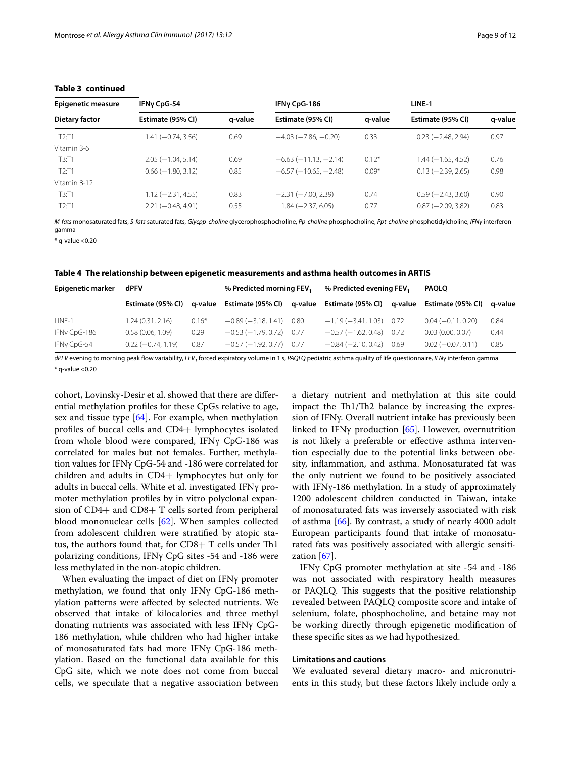**Table 3 continued**

| Epigenetic measure | IFNγ CpG-54 | | IFNγ CpG-186 | | LINE-1 | |
|---|---|---|---|---|---|---|
| Dietary factor | Estimate (95% CI) | q-value | Estimate (95% CI) | q-value | Estimate (95% CI) | q-value |
| T2:T1 | 1.41 (−0.74, 3.56) | 0.69 | −4.03 (−7.86, −0.20) | 0.33 | 0.23 (−2.48, 2.94) | 0.97 |
| Vitamin B-6 | | | | | | |
| T3:T1 | 2.05 (−1.04, 5.14) | 0.69 | −6.63 (−11.13, −2.14) | 0.12* | 1.44 (−1.65, 4.52) | 0.76 |
| T2:T1 | 0.66 (−1.80, 3.12) | 0.85 | −6.57 (−10.65, −2.48) | 0.09* | 0.13 (−2.39, 2.65) | 0.98 |
| Vitamin B-12 | | | | | | |
| T3:T1 | 1.12 (−2.31, 4.55) | 0.83 | −2.31 (−7.00, 2.39) | 0.74 | 0.59 (−2.43, 3.60) | 0.90 |
| T2:T1 | 2.21 (−0.48, 4.91) | 0.55 | 1.84 (−2.37, 6.05) | 0.77 | 0.87 (−2.09, 3.82) | 0.83 |

*M-fats* monosaturated fats, *S-fats* saturated fats, *Glycpp-choline* glycerophosphocholine, *Pp-choline* phosphocholine, *Ppt-choline* phosphotidylcholine, *IFNγ* interferon gamma

* q-value <0.20

**Table 4 The relationship between epigenetic measurements and asthma health outcomes in ARTIS**

| Epigenetic marker | dPFV | | % Predicted morning $FEV_1$ | | % Predicted evening $FEV_1$ | | PAQLQ | |
|---|---|---|---|---|---|---|---|---|
| | Estimate (95% CI) | q-value | Estimate (95% CI) | q-value | Estimate (95% CI) | q-value | Estimate (95% CI) | q-value |
| LINE-1 | 1.24 (0.31, 2.16) | 0.16* | −0.89 (−3.18, 1.41) | 0.80 | −1.19 (−3.41, 1.03) | 0.72 | 0.04 (−0.11, 0.20) | 0.84 |
| IFNγ CpG-186 | 0.58 (0.06, 1.09) | 0.29 | −0.53 (−1.79, 0.72) | 0.77 | −0.57 (−1.62, 0.48) | 0.72 | 0.03 (0.00, 0.07) | 0.44 |
| IFNγ CpG-54 | 0.22 (−0.74, 1.19) | 0.87 | −0.57 (−1.92, 0.77) | 0.77 | −0.84 (−2.10, 0.42) | 0.69 | 0.02 (−0.07, 0.11) | 0.85 |

*dPFV* evening to morning peak flow variability, *$FEV_1$* forced expiratory volume in 1 s, *PAQLQ* pediatric asthma quality of life questionnaire, *IFNγ* interferon gamma

* q-value <0.20

cohort, Lovinsky-Desir et al. showed that there are differential methylation profiles for these CpGs relative to age, sex and tissue type [64]. For example, when methylation profiles of buccal cells and CD4+ lymphocytes isolated from whole blood were compared, IFNγ CpG-186 was correlated for males but not females. Further, methylation values for IFNγ CpG-54 and -186 were correlated for children and adults in CD4+ lymphocytes but only for adults in buccal cells. White et al. investigated IFNγ promoter methylation profiles by in vitro polyclonal expansion of CD4+ and CD8+ T cells sorted from peripheral blood mononuclear cells [62]. When samples collected from adolescent children were stratified by atopic status, the authors found that, for CD8+ T cells under Th1 polarizing conditions, IFNγ CpG sites -54 and -186 were less methylated in the non-atopic children.

When evaluating the impact of diet on IFNγ promoter methylation, we found that only IFNγ CpG-186 methylation patterns were affected by selected nutrients. We observed that intake of kilocalories and three methyl donating nutrients was associated with less IFNγ CpG-186 methylation, while children who had higher intake of monosaturated fats had more IFNγ CpG-186 methylation. Based on the functional data available for this CpG site, which we note does not come from buccal cells, we speculate that a negative association between a dietary nutrient and methylation at this site could impact the Th1/Th2 balance by increasing the expression of IFNγ. Overall nutrient intake has previously been linked to IFNγ production [65]. However, overnutrition is not likely a preferable or effective asthma intervention especially due to the potential links between obesity, inflammation, and asthma. Monosaturated fat was the only nutrient we found to be positively associated with IFNγ-186 methylation. In a study of approximately 1200 adolescent children conducted in Taiwan, intake of monosaturated fats was inversely associated with risk of asthma [66]. By contrast, a study of nearly 4000 adult European participants found that intake of monosaturated fats was positively associated with allergic sensitization [67].

IFNγ CpG promoter methylation at site -54 and -186 was not associated with respiratory health measures or PAQLQ. This suggests that the positive relationship revealed between PAQLQ composite score and intake of selenium, folate, phosphocholine, and betaine may not be working directly through epigenetic modification of these specific sites as we had hypothesized.

### Limitations and cautions

We evaluated several dietary macro- and micronutrients in this study, but these factors likely include only a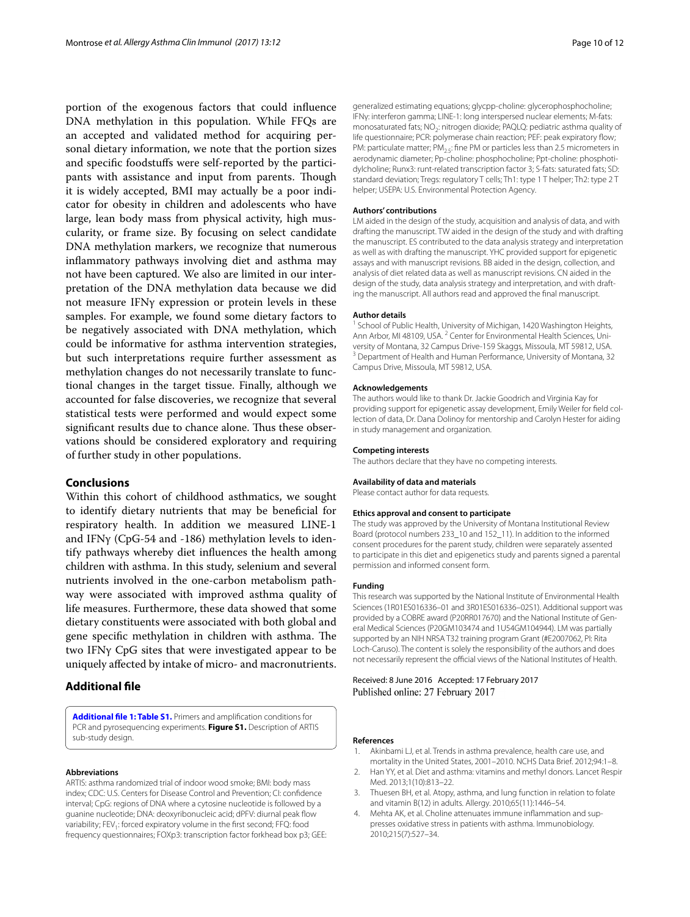portion of the exogenous factors that could influence DNA methylation in this population. While FFQs are an accepted and validated method for acquiring personal dietary information, we note that the portion sizes and specific foodstuffs were self-reported by the participants with assistance and input from parents. Though it is widely accepted, BMI may actually be a poor indicator for obesity in children and adolescents who have large, lean body mass from physical activity, high muscularity, or frame size. By focusing on select candidate DNA methylation markers, we recognize that numerous inflammatory pathways involving diet and asthma may not have been captured. We also are limited in our interpretation of the DNA methylation data because we did not measure IFNγ expression or protein levels in these samples. For example, we found some dietary factors to be negatively associated with DNA methylation, which could be informative for asthma intervention strategies, but such interpretations require further assessment as methylation changes do not necessarily translate to functional changes in the target tissue. Finally, although we accounted for false discoveries, we recognize that several statistical tests were performed and would expect some significant results due to chance alone. Thus these observations should be considered exploratory and requiring of further study in other populations.

## Conclusions

Within this cohort of childhood asthmatics, we sought to identify dietary nutrients that may be beneficial for respiratory health. In addition we measured LINE-1 and IFNγ (CpG-54 and -186) methylation levels to identify pathways whereby diet influences the health among children with asthma. In this study, selenium and several nutrients involved in the one-carbon metabolism pathway were associated with improved asthma quality of life measures. Furthermore, these data showed that some dietary constituents were associated with both global and gene specific methylation in children with asthma. The two IFNγ CpG sites that were investigated appear to be uniquely affected by intake of micro- and macronutrients.

## Additional file

**Additional file 1: Table S1.** Primers and amplification conditions for PCR and pyrosequencing experiments. **Figure S1.** Description of ARTIS sub-study design.

#### Abbreviations

ARTIS: asthma randomized trial of indoor wood smoke; BMI: body mass index; CDC: U.S. Centers for Disease Control and Prevention; CI: confidence interval; CpG: regions of DNA where a cytosine nucleotide is followed by a guanine nucleotide; DNA: deoxyribonucleic acid; dPFV: diurnal peak flow variability; $FEV_1$: forced expiratory volume in the first second; FFQ: food frequency questionnaires; FOXp3: transcription factor forkhead box p3; GEE: generalized estimating equations; glycpp-choline: glycerophosphocholine; IFNγ: interferon gamma; LINE-1: long interspersed nuclear elements; M-fats: monosaturated fats; $NO_2$: nitrogen dioxide; PAQLQ: pediatric asthma quality of life questionnaire; PCR: polymerase chain reaction; PEF: peak expiratory flow; PM: particulate matter; $PM_{2.5}$: fine PM or particles less than 2.5 micrometers in aerodynamic diameter; Pp-choline: phosphocholine; Ppt-choline: phosphotidylcholine; Runx3: runt-related transcription factor 3; S-fats: saturated fats; SD: standard deviation; Tregs: regulatory T cells; Th1: type 1 T helper; Th2: type 2 T helper; USEPA: U.S. Environmental Protection Agency.

#### Authors' contributions

LM aided in the design of the study, acquisition and analysis of data, and with drafting the manuscript. TW aided in the design of the study and with drafting the manuscript. ES contributed to the data analysis strategy and interpretation as well as with drafting the manuscript. YHC provided support for epigenetic assays and with manuscript revisions. BB aided in the design, collection, and analysis of diet related data as well as manuscript revisions. CN aided in the design of the study, data analysis strategy and interpretation, and with drafting the manuscript. All authors read and approved the final manuscript.

#### Author details

[1] School of Public Health, University of Michigan, 1420 Washington Heights, Ann Arbor, MI 48109, USA. [2] Center for Environmental Health Sciences, University of Montana, 32 Campus Drive-159 Skaggs, Missoula, MT 59812, USA. [3] Department of Health and Human Performance, University of Montana, 32 Campus Drive, Missoula, MT 59812, USA.

#### Acknowledgements

The authors would like to thank Dr. Jackie Goodrich and Virginia Kay for providing support for epigenetic assay development, Emily Weiler for field collection of data, Dr. Dana Dolinoy for mentorship and Carolyn Hester for aiding in study management and organization.

#### Competing interests

The authors declare that they have no competing interests.

#### Availability of data and materials

Please contact author for data requests.

#### Ethics approval and consent to participate

The study was approved by the University of Montana Institutional Review Board (protocol numbers 233_10 and 152_11). In addition to the informed consent procedures for the parent study, children were separately assented to participate in this diet and epigenetics study and parents signed a parental permission and informed consent form.

#### Funding

This research was supported by the National Institute of Environmental Health Sciences (1R01ES016336–01 and 3R01ES016336–02S1). Additional support was provided by a COBRE award (P20RR017670) and the National Institute of General Medical Sciences (P20GM103474 and 1U54GM104944). LM was partially supported by an NIH NRSA T32 training program Grant (#E2007062, PI: Rita Loch-Caruso). The content is solely the responsibility of the authors and does not necessarily represent the official views of the National Institutes of Health.

Received: 8 June 2016 Accepted: 17 February 2017
Published online: 27 February 2017

#### References

1. Akinbami LJ, et al. Trends in asthma prevalence, health care use, and mortality in the United States, 2001–2010. NCHS Data Brief. 2012;94:1–8.
2. Han YY, et al. Diet and asthma: vitamins and methyl donors. Lancet Respir Med. 2013;1(10):813–22.
3. Thuesen BH, et al. Atopy, asthma, and lung function in relation to folate and vitamin B(12) in adults. Allergy. 2010;65(11):1446–54.
4. Mehta AK, et al. Choline attenuates immune inflammation and suppresses oxidative stress in patients with asthma. Immunobiology. 2010;215(7):527–34.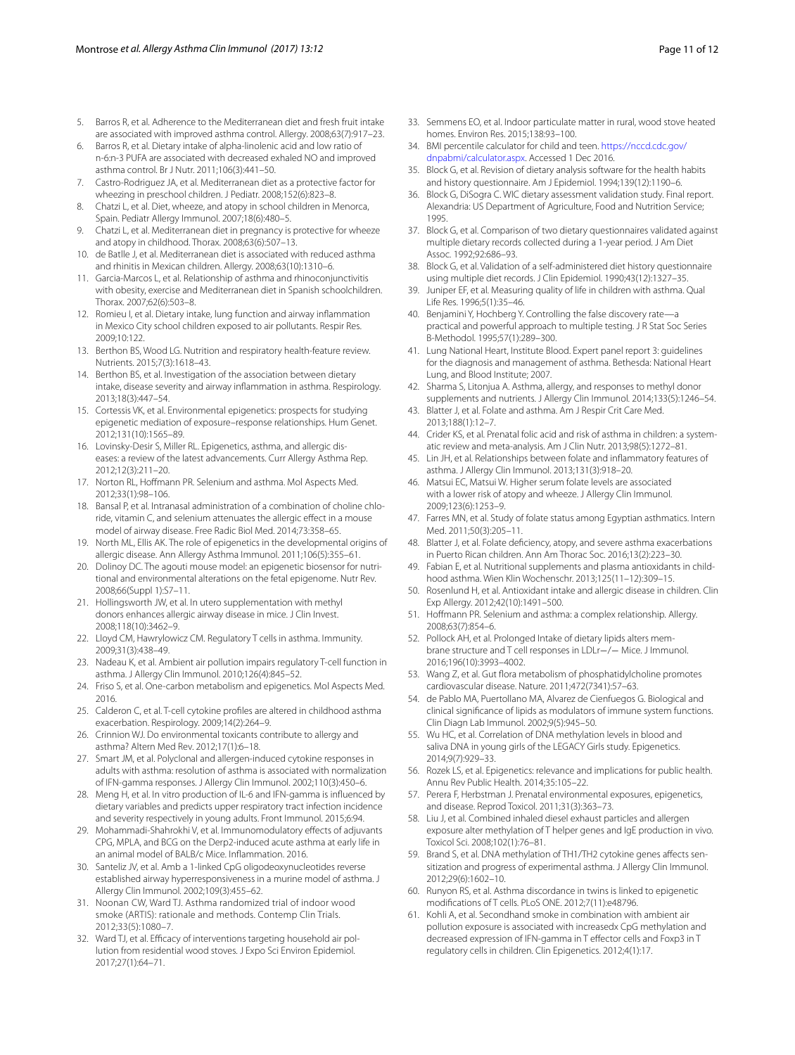5. Barros R, et al. Adherence to the Mediterranean diet and fresh fruit intake are associated with improved asthma control. Allergy. 2008;63(7):917–23.
6. Barros R, et al. Dietary intake of alpha-linolenic acid and low ratio of n-6:n-3 PUFA are associated with decreased exhaled NO and improved asthma control. Br J Nutr. 2011;106(3):441–50.
7. Castro-Rodriguez JA, et al. Mediterranean diet as a protective factor for wheezing in preschool children. J Pediatr. 2008;152(6):823–8.
8. Chatzi L, et al. Diet, wheeze, and atopy in school children in Menorca, Spain. Pediatr Allergy Immunol. 2007;18(6):480–5.
9. Chatzi L, et al. Mediterranean diet in pregnancy is protective for wheeze and atopy in childhood. Thorax. 2008;63(6):507–13.
10. de Batlle J, et al. Mediterranean diet is associated with reduced asthma and rhinitis in Mexican children. Allergy. 2008;63(10):1310–6.
11. Garcia-Marcos L, et al. Relationship of asthma and rhinoconjunctivitis with obesity, exercise and Mediterranean diet in Spanish schoolchildren. Thorax. 2007;62(6):503–8.
12. Romieu I, et al. Dietary intake, lung function and airway inflammation in Mexico City school children exposed to air pollutants. Respir Res. 2009;10:122.
13. Berthon BS, Wood LG. Nutrition and respiratory health-feature review. Nutrients. 2015;7(3):1618–43.
14. Berthon BS, et al. Investigation of the association between dietary intake, disease severity and airway inflammation in asthma. Respirology. 2013;18(3):447–54.
15. Cortessis VK, et al. Environmental epigenetics: prospects for studying epigenetic mediation of exposure–response relationships. Hum Genet. 2012;131(10):1565–89.
16. Lovinsky-Desir S, Miller RL. Epigenetics, asthma, and allergic diseases: a review of the latest advancements. Curr Allergy Asthma Rep. 2012;12(3):211–20.
17. Norton RL, Hoffmann PR. Selenium and asthma. Mol Aspects Med. 2012;33(1):98–106.
18. Bansal P, et al. Intranasal administration of a combination of choline chloride, vitamin C, and selenium attenuates the allergic effect in a mouse model of airway disease. Free Radic Biol Med. 2014;73:358–65.
19. North ML, Ellis AK. The role of epigenetics in the developmental origins of allergic disease. Ann Allergy Asthma Immunol. 2011;106(5):355–61.
20. Dolinoy DC. The agouti mouse model: an epigenetic biosensor for nutritional and environmental alterations on the fetal epigenome. Nutr Rev. 2008;66(Suppl 1):S7–11.
21. Hollingsworth JW, et al. In utero supplementation with methyl donors enhances allergic airway disease in mice. J Clin Invest. 2008;118(10):3462–9.
22. Lloyd CM, Hawrylowicz CM. Regulatory T cells in asthma. Immunity. 2009;31(3):438–49.
23. Nadeau K, et al. Ambient air pollution impairs regulatory T-cell function in asthma. J Allergy Clin Immunol. 2010;126(4):845–52.
24. Friso S, et al. One-carbon metabolism and epigenetics. Mol Aspects Med. 2016.
25. Calderon C, et al. T-cell cytokine profiles are altered in childhood asthma exacerbation. Respirology. 2009;14(2):264–9.
26. Crinnion WJ. Do environmental toxicants contribute to allergy and asthma? Altern Med Rev. 2012;17(1):6–18.
27. Smart JM, et al. Polyclonal and allergen-induced cytokine responses in adults with asthma: resolution of asthma is associated with normalization of IFN-gamma responses. J Allergy Clin Immunol. 2002;110(3):450–6.
28. Meng H, et al. In vitro production of IL-6 and IFN-gamma is influenced by dietary variables and predicts upper respiratory tract infection incidence and severity respectively in young adults. Front Immunol. 2015;6:94.
29. Mohammadi-Shahrokhi V, et al. Immunomodulatory effects of adjuvants CPG, MPLA, and BCG on the Derp2-induced acute asthma at early life in an animal model of BALB/c Mice. Inflammation. 2016.
30. Santeliz JV, et al. Amb a 1-linked CpG oligodeoxynucleotides reverse established airway hyperresponsiveness in a murine model of asthma. J Allergy Clin Immunol. 2002;109(3):455–62.
31. Noonan CW, Ward TJ. Asthma randomized trial of indoor wood smoke (ARTIS): rationale and methods. Contemp Clin Trials. 2012;33(5):1080–7.
32. Ward TJ, et al. Efficacy of interventions targeting household air pollution from residential wood stoves. J Expo Sci Environ Epidemiol. 2017;27(1):64–71.
33. Semmens EO, et al. Indoor particulate matter in rural, wood stove heated homes. Environ Res. 2015;138:93–100.
34. BMI percentile calculator for child and teen. https://nccd.cdc.gov/dnpabmi/calculator.aspx. Accessed 1 Dec 2016.
35. Block G, et al. Revision of dietary analysis software for the health habits and history questionnaire. Am J Epidemiol. 1994;139(12):1190–6.
36. Block G, DiSogra C. WIC dietary assessment validation study. Final report. Alexandria: US Department of Agriculture, Food and Nutrition Service; 1995.
37. Block G, et al. Comparison of two dietary questionnaires validated against multiple dietary records collected during a 1-year period. J Am Diet Assoc. 1992;92:686–93.
38. Block G, et al. Validation of a self-administered diet history questionnaire using multiple diet records. J Clin Epidemiol. 1990;43(12):1327–35.
39. Juniper EF, et al. Measuring quality of life in children with asthma. Qual Life Res. 1996;5(1):35–46.
40. Benjamini Y, Hochberg Y. Controlling the false discovery rate—a practical and powerful approach to multiple testing. J R Stat Soc Series B-Methodol. 1995;57(1):289–300.
41. Lung National Heart, Institute Blood. Expert panel report 3: guidelines for the diagnosis and management of asthma. Bethesda: National Heart Lung, and Blood Institute; 2007.
42. Sharma S, Litonjua A. Asthma, allergy, and responses to methyl donor supplements and nutrients. J Allergy Clin Immunol. 2014;133(5):1246–54.
43. Blatter J, et al. Folate and asthma. Am J Respir Crit Care Med. 2013;188(1):12–7.
44. Crider KS, et al. Prenatal folic acid and risk of asthma in children: a systematic review and meta-analysis. Am J Clin Nutr. 2013;98(5):1272–81.
45. Lin JH, et al. Relationships between folate and inflammatory features of asthma. J Allergy Clin Immunol. 2013;131(3):918–20.
46. Matsui EC, Matsui W. Higher serum folate levels are associated with a lower risk of atopy and wheeze. J Allergy Clin Immunol. 2009;123(6):1253–9.
47. Farres MN, et al. Study of folate status among Egyptian asthmatics. Intern Med. 2011;50(3):205–11.
48. Blatter J, et al. Folate deficiency, atopy, and severe asthma exacerbations in Puerto Rican children. Ann Am Thorac Soc. 2016;13(2):223–30.
49. Fabian E, et al. Nutritional supplements and plasma antioxidants in childhood asthma. Wien Klin Wochenschr. 2013;125(11–12):309–15.
50. Rosenlund H, et al. Antioxidant intake and allergic disease in children. Clin Exp Allergy. 2012;42(10):1491–500.
51. Hoffmann PR. Selenium and asthma: a complex relationship. Allergy. 2008;63(7):854–6.
52. Pollock AH, et al. Prolonged Intake of dietary lipids alters membrane structure and T cell responses in LDLr−/− Mice. J Immunol. 2016;196(10):3993–4002.
53. Wang Z, et al. Gut flora metabolism of phosphatidylcholine promotes cardiovascular disease. Nature. 2011;472(7341):57–63.
54. de Pablo MA, Puertollano MA, Alvarez de Cienfuegos G. Biological and clinical significance of lipids as modulators of immune system functions. Clin Diagn Lab Immunol. 2002;9(5):945–50.
55. Wu HC, et al. Correlation of DNA methylation levels in blood and saliva DNA in young girls of the LEGACY Girls study. Epigenetics. 2014;9(7):929–33.
56. Rozek LS, et al. Epigenetics: relevance and implications for public health. Annu Rev Public Health. 2014;35:105–22.
57. Perera F, Herbstman J. Prenatal environmental exposures, epigenetics, and disease. Reprod Toxicol. 2011;31(3):363–73.
58. Liu J, et al. Combined inhaled diesel exhaust particles and allergen exposure alter methylation of T helper genes and IgE production in vivo. Toxicol Sci. 2008;102(1):76–81.
59. Brand S, et al. DNA methylation of TH1/TH2 cytokine genes affects sensitization and progress of experimental asthma. J Allergy Clin Immunol. 2012;29(6):1602–10.
60. Runyon RS, et al. Asthma discordance in twins is linked to epigenetic modifications of T cells. PLoS ONE. 2012;7(11):e48796.
61. Kohli A, et al. Secondhand smoke in combination with ambient air pollution exposure is associated with increasedx CpG methylation and decreased expression of IFN-gamma in T effector cells and Foxp3 in T regulatory cells in children. Clin Epigenetics. 2012;4(1):17.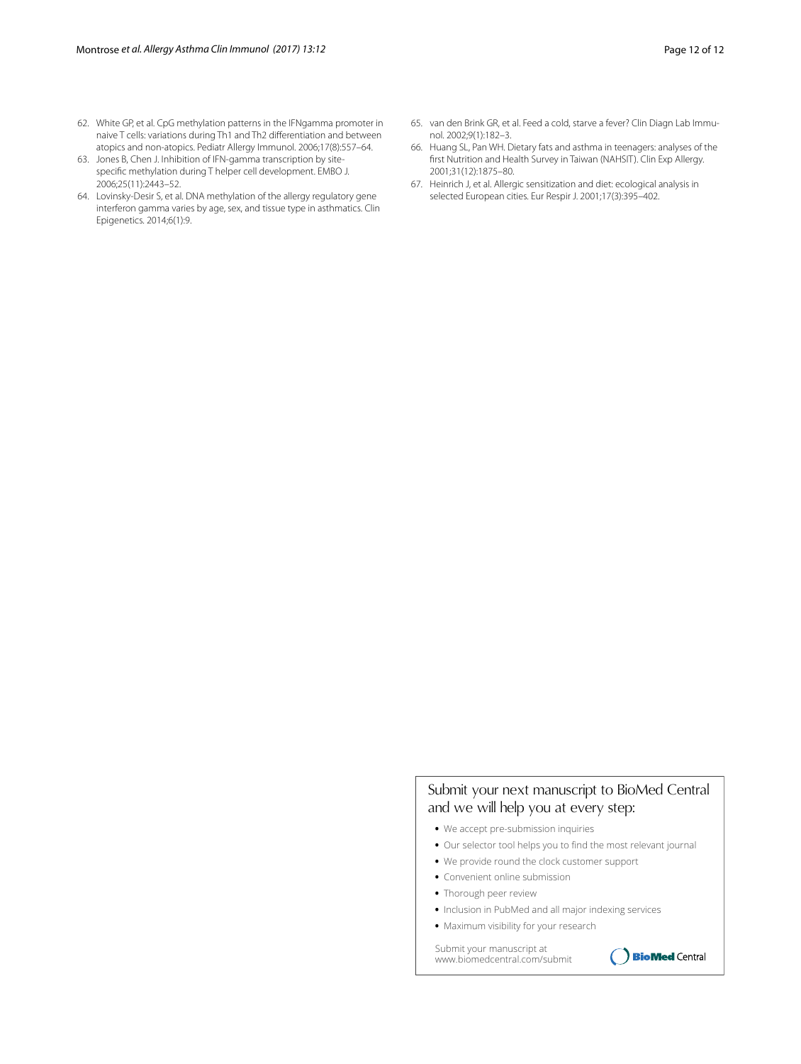62. White GP, et al. CpG methylation patterns in the IFNgamma promoter in naive T cells: variations during Th1 and Th2 differentiation and between atopics and non-atopics. Pediatr Allergy Immunol. 2006;17(8):557–64.
63. Jones B, Chen J. Inhibition of IFN-gamma transcription by site-specific methylation during T helper cell development. EMBO J. 2006;25(11):2443–52.
64. Lovinsky-Desir S, et al. DNA methylation of the allergy regulatory gene interferon gamma varies by age, sex, and tissue type in asthmatics. Clin Epigenetics. 2014;6(1):9.
65. van den Brink GR, et al. Feed a cold, starve a fever? Clin Diagn Lab Immunol. 2002;9(1):182–3.
66. Huang SL, Pan WH. Dietary fats and asthma in teenagers: analyses of the first Nutrition and Health Survey in Taiwan (NAHSIT). Clin Exp Allergy. 2001;31(12):1875–80.
67. Heinrich J, et al. Allergic sensitization and diet: ecological analysis in selected European cities. Eur Respir J. 2001;17(3):395–402.

Submit your next manuscript to BioMed Central and we will help you at every step:

- We accept pre-submission inquiries
- Our selector tool helps you to find the most relevant journal
- We provide round the clock customer support
- Convenient online submission
- Thorough peer review
- Inclusion in PubMed and all major indexing services
- Maximum visibility for your research

Submit your manuscript at www.biomedcentral.com/submit

BioMed Central